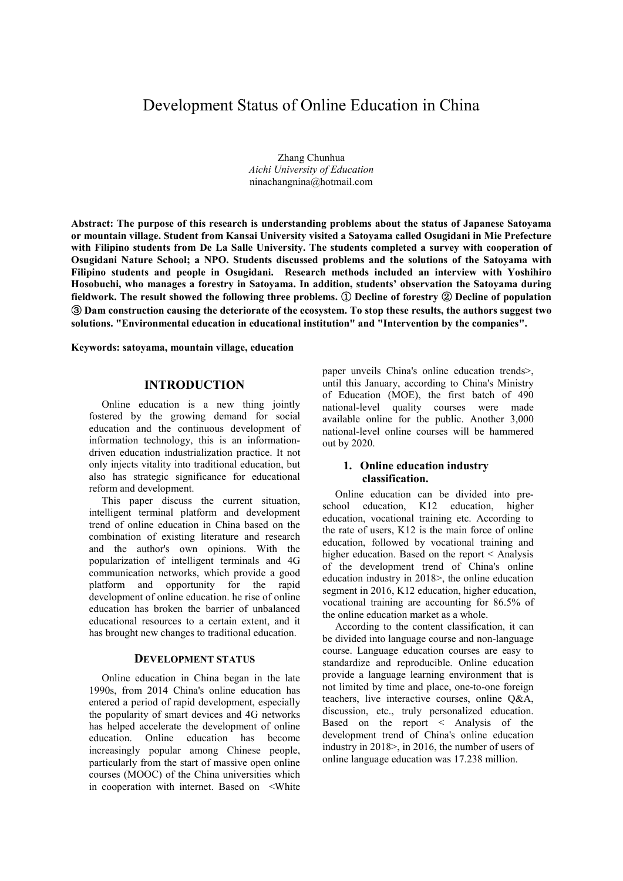# Development Status of Online Education in China

Zhang Chunhua
*Aichi University of Education*
ninachangnina@hotmail.com

**Abstract: The purpose of this research is understanding problems about the status of Japanese Satoyama or mountain village. Student from Kansai University visited a Satoyama called Osugidani in Mie Prefecture with Filipino students from De La Salle University. The students completed a survey with cooperation of Osugidani Nature School; a NPO. Students discussed problems and the solutions of the Satoyama with Filipino students and people in Osugidani. Research methods included an interview with Yoshihiro Hosobuchi, who manages a forestry in Satoyama. In addition, students' observation the Satoyama during fieldwork. The result showed the following three problems. ① Decline of forestry ② Decline of population ③ Dam construction causing the deteriorate of the ecosystem. To stop these results, the authors suggest two solutions. "Environmental education in educational institution" and "Intervention by the companies".**

**Keywords: satoyama, mountain village, education**

## INTRODUCTION

Online education is a new thing jointly fostered by the growing demand for social education and the continuous development of information technology, this is an information-driven education industrialization practice. It not only injects vitality into traditional education, but also has strategic significance for educational reform and development.

This paper discuss the current situation, intelligent terminal platform and development trend of online education in China based on the combination of existing literature and research and the author's own opinions. With the popularization of intelligent terminals and 4G communication networks, which provide a good platform and opportunity for the rapid development of online education. he rise of online education has broken the barrier of unbalanced educational resources to a certain extent, and it has brought new changes to traditional education.

## DEVELOPMENT STATUS

Online education in China began in the late 1990s, from 2014 China's online education has entered a period of rapid development, especially the popularity of smart devices and 4G networks has helped accelerate the development of online education. Online education has become increasingly popular among Chinese people, particularly from the start of massive open online courses (MOOC) of the China universities which in cooperation with internet. Based on <White paper unveils China's online education trends>, until this January, according to China's Ministry of Education (MOE), the first batch of 490 national-level quality courses were made available online for the public. Another 3,000 national-level online courses will be hammered out by 2020.

### 1. Online education industry classification.

Online education can be divided into pre-school education, K12 education, higher education, vocational training etc. According to the rate of users, K12 is the main force of online education, followed by vocational training and higher education. Based on the report < Analysis of the development trend of China's online education industry in 2018>, the online education segment in 2016, K12 education, higher education, vocational training are accounting for 86.5% of the online education market as a whole.

According to the content classification, it can be divided into language course and non-language course. Language education courses are easy to standardize and reproducible. Online education provide a language learning environment that is not limited by time and place, one-to-one foreign teachers, live interactive courses, online Q&A, discussion, etc., truly personalized education. Based on the report < Analysis of the development trend of China's online education industry in 2018>, in 2016, the number of users of online language education was 17.238 million.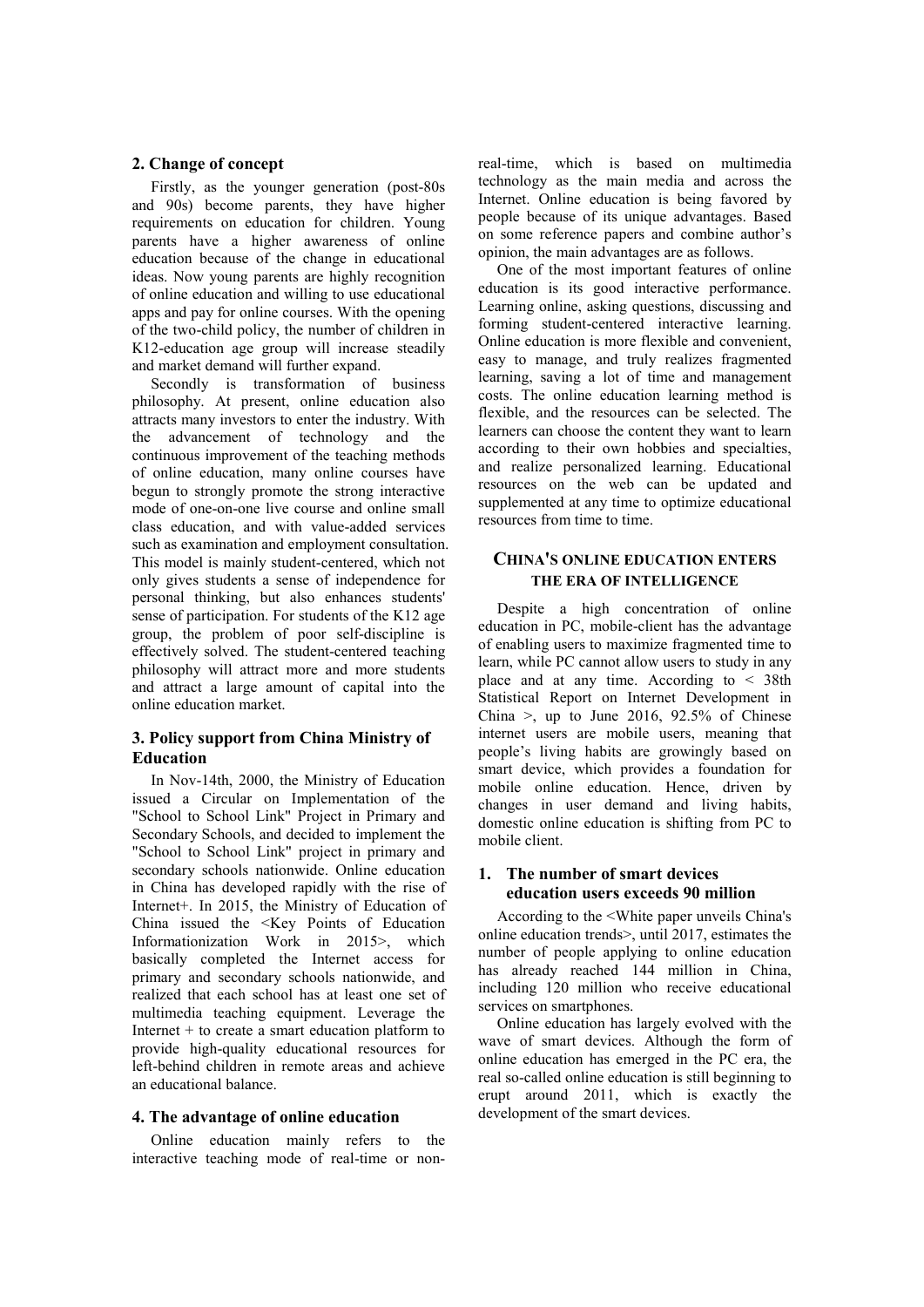### 2. Change of concept

Firstly, as the younger generation (post-80s and 90s) become parents, they have higher requirements on education for children. Young parents have a higher awareness of online education because of the change in educational ideas. Now young parents are highly recognition of online education and willing to use educational apps and pay for online courses. With the opening of the two-child policy, the number of children in K12-education age group will increase steadily and market demand will further expand.

Secondly is transformation of business philosophy. At present, online education also attracts many investors to enter the industry. With the advancement of technology and the continuous improvement of the teaching methods of online education, many online courses have begun to strongly promote the strong interactive mode of one-on-one live course and online small class education, and with value-added services such as examination and employment consultation. This model is mainly student-centered, which not only gives students a sense of independence for personal thinking, but also enhances students' sense of participation. For students of the K12 age group, the problem of poor self-discipline is effectively solved. The student-centered teaching philosophy will attract more and more students and attract a large amount of capital into the online education market.

### 3. Policy support from China Ministry of Education

In Nov-14th, 2000, the Ministry of Education issued a Circular on Implementation of the "School to School Link" Project in Primary and Secondary Schools, and decided to implement the "School to School Link" project in primary and secondary schools nationwide. Online education in China has developed rapidly with the rise of Internet+. In 2015, the Ministry of Education of China issued the <Key Points of Education Informationization Work in 2015>, which basically completed the Internet access for primary and secondary schools nationwide, and realized that each school has at least one set of multimedia teaching equipment. Leverage the Internet + to create a smart education platform to provide high-quality educational resources for left-behind children in remote areas and achieve an educational balance.

### 4. The advantage of online education

Online education mainly refers to the interactive teaching mode of real-time or non-real-time, which is based on multimedia technology as the main media and across the Internet. Online education is being favored by people because of its unique advantages. Based on some reference papers and combine author's opinion, the main advantages are as follows.

One of the most important features of online education is its good interactive performance. Learning online, asking questions, discussing and forming student-centered interactive learning. Online education is more flexible and convenient, easy to manage, and truly realizes fragmented learning, saving a lot of time and management costs. The online education learning method is flexible, and the resources can be selected. The learners can choose the content they want to learn according to their own hobbies and specialties, and realize personalized learning. Educational resources on the web can be updated and supplemented at any time to optimize educational resources from time to time.

## CHINA'S ONLINE EDUCATION ENTERS THE ERA OF INTELLIGENCE

Despite a high concentration of online education in PC, mobile-client has the advantage of enabling users to maximize fragmented time to learn, while PC cannot allow users to study in any place and at any time. According to < 38th Statistical Report on Internet Development in China >, up to June 2016, 92.5% of Chinese internet users are mobile users, meaning that people's living habits are growingly based on smart device, which provides a foundation for mobile online education. Hence, driven by changes in user demand and living habits, domestic online education is shifting from PC to mobile client.

### 1. The number of smart devices education users exceeds 90 million

According to the <White paper unveils China's online education trends>, until 2017, estimates the number of people applying to online education has already reached 144 million in China, including 120 million who receive educational services on smartphones.

Online education has largely evolved with the wave of smart devices. Although the form of online education has emerged in the PC era, the real so-called online education is still beginning to erupt around 2011, which is exactly the development of the smart devices.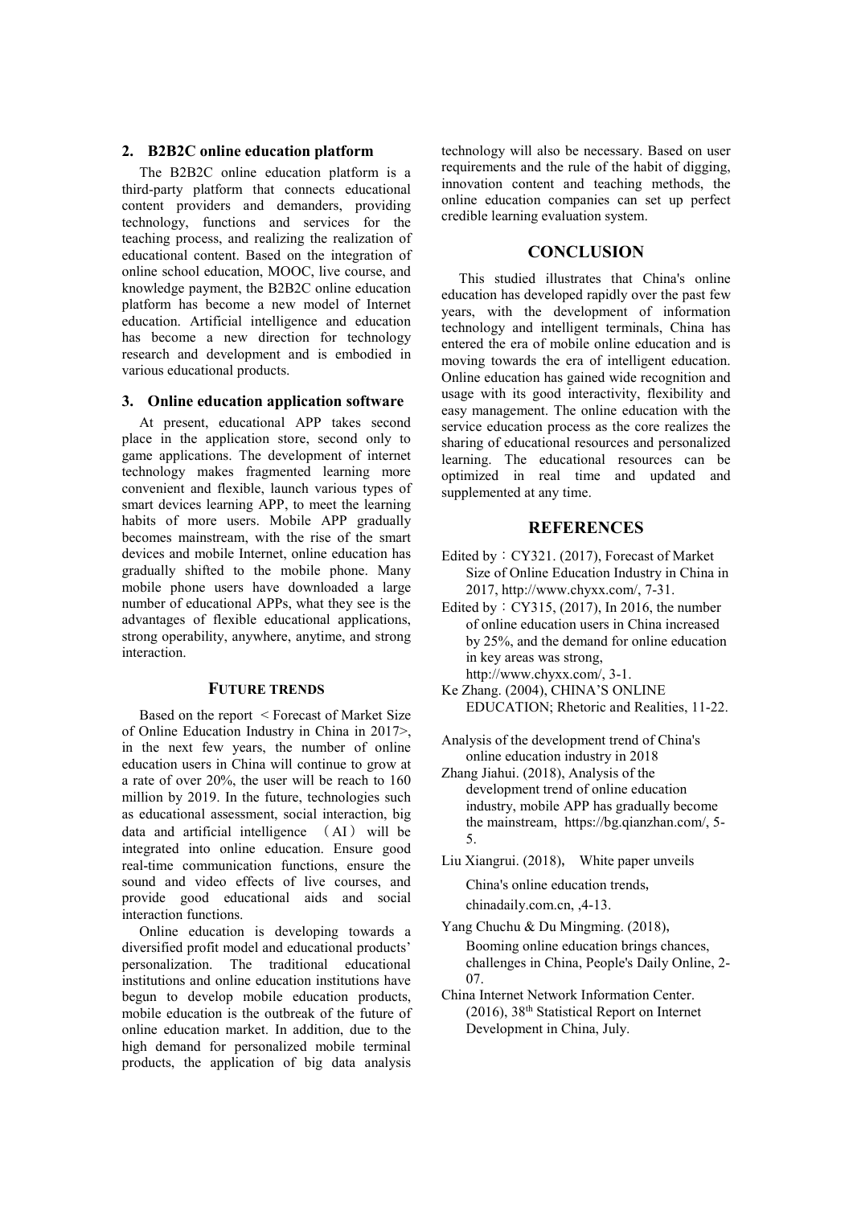### 2. B2B2C online education platform

The B2B2C online education platform is a third-party platform that connects educational content providers and demanders, providing technology, functions and services for the teaching process, and realizing the realization of educational content. Based on the integration of online school education, MOOC, live course, and knowledge payment, the B2B2C online education platform has become a new model of Internet education. Artificial intelligence and education has become a new direction for technology research and development and is embodied in various educational products.

### 3. Online education application software

At present, educational APP takes second place in the application store, second only to game applications. The development of internet technology makes fragmented learning more convenient and flexible, launch various types of smart devices learning APP, to meet the learning habits of more users. Mobile APP gradually becomes mainstream, with the rise of the smart devices and mobile Internet, online education has gradually shifted to the mobile phone. Many mobile phone users have downloaded a large number of educational APPs, what they see is the advantages of flexible educational applications, strong operability, anywhere, anytime, and strong interaction.

## FUTURE TRENDS

Based on the report < Forecast of Market Size of Online Education Industry in China in 2017>, in the next few years, the number of online education users in China will continue to grow at a rate of over 20%, the user will be reach to 160 million by 2019. In the future, technologies such as educational assessment, social interaction, big data and artificial intelligence （AI） will be integrated into online education. Ensure good real-time communication functions, ensure the sound and video effects of live courses, and provide good educational aids and social interaction functions.

Online education is developing towards a diversified profit model and educational products' personalization. The traditional educational institutions and online education institutions have begun to develop mobile education products, mobile education is the outbreak of the future of online education market. In addition, due to the high demand for personalized mobile terminal products, the application of big data analysis technology will also be necessary. Based on user requirements and the rule of the habit of digging, innovation content and teaching methods, the online education companies can set up perfect credible learning evaluation system.

## CONCLUSION

This studied illustrates that China's online education has developed rapidly over the past few years, with the development of information technology and intelligent terminals, China has entered the era of mobile online education and is moving towards the era of intelligent education. Online education has gained wide recognition and usage with its good interactivity, flexibility and easy management. The online education with the service education process as the core realizes the sharing of educational resources and personalized learning. The educational resources can be optimized in real time and updated and supplemented at any time.

## REFERENCES

Edited by：CY321. (2017), Forecast of Market Size of Online Education Industry in China in 2017, http://www.chyxx.com/, 7-31.

Edited by：CY315, (2017), In 2016, the number of online education users in China increased by 25%, and the demand for online education in key areas was strong, http://www.chyxx.com/, 3-1.

Ke Zhang. (2004), CHINA'S ONLINE EDUCATION; Rhetoric and Realities, 11-22.

Analysis of the development trend of China's online education industry in 2018

Zhang Jiahui. (2018), Analysis of the development trend of online education industry, mobile APP has gradually become the mainstream, https://bg.qianzhan.com/, 5-5.

Liu Xiangrui. (2018), White paper unveils China's online education trends, chinadaily.com.cn, ,4-13.

Yang Chuchu & Du Mingming. (2018), Booming online education brings chances, challenges in China, People's Daily Online, 2-07.

China Internet Network Information Center. (2016), 38th Statistical Report on Internet Development in China, July.